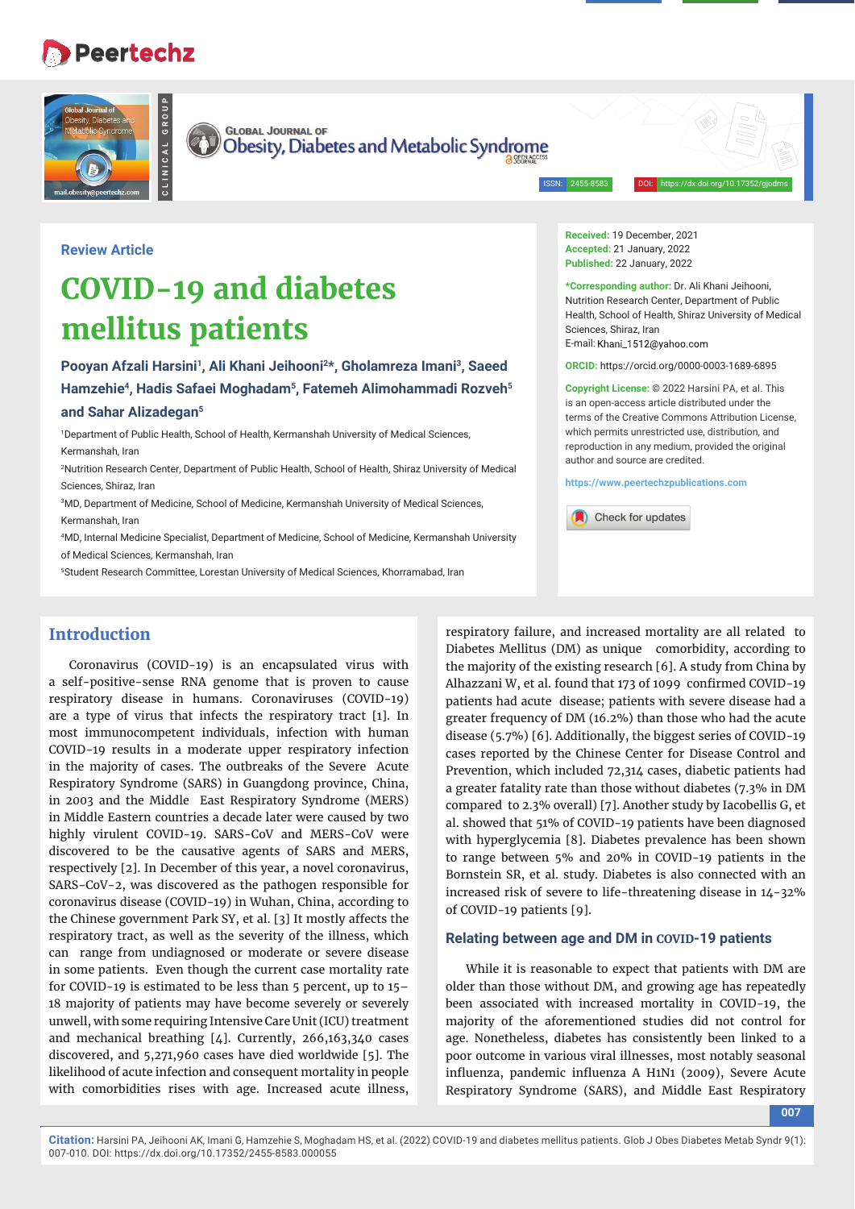Review Article

# COVID-19 and diabetes mellitus patients

**Pooyan Afzali Harsini[1], Ali Khani Jeihooni[2]*, Gholamreza Imani[3], Saeed Hamzehie[4], Hadis Safaei Moghadam[5], Fatemeh Alimohammadi Rozveh[5] and Sahar Alizadegan[5]**

[1]Department of Public Health, School of Health, Kermanshah University of Medical Sciences, Kermanshah, Iran

[2]Nutrition Research Center, Department of Public Health, School of Health, Shiraz University of Medical Sciences, Shiraz, Iran

[3]MD, Department of Medicine, School of Medicine, Kermanshah University of Medical Sciences, Kermanshah, Iran

[4]MD, Internal Medicine Specialist, Department of Medicine, School of Medicine, Kermanshah University of Medical Sciences, Kermanshah, Iran

[5]Student Research Committee, Lorestan University of Medical Sciences, Khorramabad, Iran

**Received:** 19 December, 2021
**Accepted:** 21 January, 2022
**Published:** 22 January, 2022

**\*Corresponding author:** Dr. Ali Khani Jeihooni, Nutrition Research Center, Department of Public Health, School of Health, Shiraz University of Medical Sciences, Shiraz, Iran
E-mail: Khani_1512@yahoo.com

**ORCID:** https://orcid.org/0000-0003-1689-6895

**Copyright License:** © 2022 Harsini PA, et al. This is an open-access article distributed under the terms of the Creative Commons Attribution License, which permits unrestricted use, distribution, and reproduction in any medium, provided the original author and source are credited.

https://www.peertechzpublications.com

## Introduction

Coronavirus (COVID-19) is an encapsulated virus with a self-positive-sense RNA genome that is proven to cause respiratory disease in humans. Coronaviruses (COVID-19) are a type of virus that infects the respiratory tract [1]. In most immunocompetent individuals, infection with human COVID-19 results in a moderate upper respiratory infection in the majority of cases. The outbreaks of the Severe Acute Respiratory Syndrome (SARS) in Guangdong province, China, in 2003 and the Middle East Respiratory Syndrome (MERS) in Middle Eastern countries a decade later were caused by two highly virulent COVID-19. SARS-CoV and MERS-CoV were discovered to be the causative agents of SARS and MERS, respectively [2]. In December of this year, a novel coronavirus, SARS-CoV-2, was discovered as the pathogen responsible for coronavirus disease (COVID-19) in Wuhan, China, according to the Chinese government Park SY, et al. [3] It mostly affects the respiratory tract, as well as the severity of the illness, which can range from undiagnosed or moderate or severe disease in some patients. Even though the current case mortality rate for COVID-19 is estimated to be less than 5 percent, up to 15–18 majority of patients may have become severely or severely unwell, with some requiring Intensive Care Unit (ICU) treatment and mechanical breathing [4]. Currently, 266,163,340 cases discovered, and 5,271,960 cases have died worldwide [5]. The likelihood of acute infection and consequent mortality in people with comorbidities rises with age. Increased acute illness, respiratory failure, and increased mortality are all related to Diabetes Mellitus (DM) as unique comorbidity, according to the majority of the existing research [6]. A study from China by Alhazzani W, et al. found that 173 of 1099 confirmed COVID-19 patients had acute disease; patients with severe disease had a greater frequency of DM (16.2%) than those who had the acute disease (5.7%) [6]. Additionally, the biggest series of COVID-19 cases reported by the Chinese Center for Disease Control and Prevention, which included 72,314 cases, diabetic patients had a greater fatality rate than those without diabetes (7.3% in DM compared to 2.3% overall) [7]. Another study by Iacobellis G, et al. showed that 51% of COVID-19 patients have been diagnosed with hyperglycemia [8]. Diabetes prevalence has been shown to range between 5% and 20% in COVID-19 patients in the Bornstein SR, et al. study. Diabetes is also connected with an increased risk of severe to life-threatening disease in 14-32% of COVID-19 patients [9].

### Relating between age and DM in COVID-19 patients

While it is reasonable to expect that patients with DM are older than those without DM, and growing age has repeatedly been associated with increased mortality in COVID-19, the majority of the aforementioned studies did not control for age. Nonetheless, diabetes has consistently been linked to a poor outcome in various viral illnesses, most notably seasonal influenza, pandemic influenza A H1N1 (2009), Severe Acute Respiratory Syndrome (SARS), and Middle East Respiratory

**Citation:** Harsini PA, Jeihooni AK, Imani G, Hamzehie S, Moghadam HS, et al. (2022) COVID-19 and diabetes mellitus patients. Glob J Obes Diabetes Metab Syndr 9(1): 007-010. DOI: https://dx.doi.org/10.17352/2455-8583.000055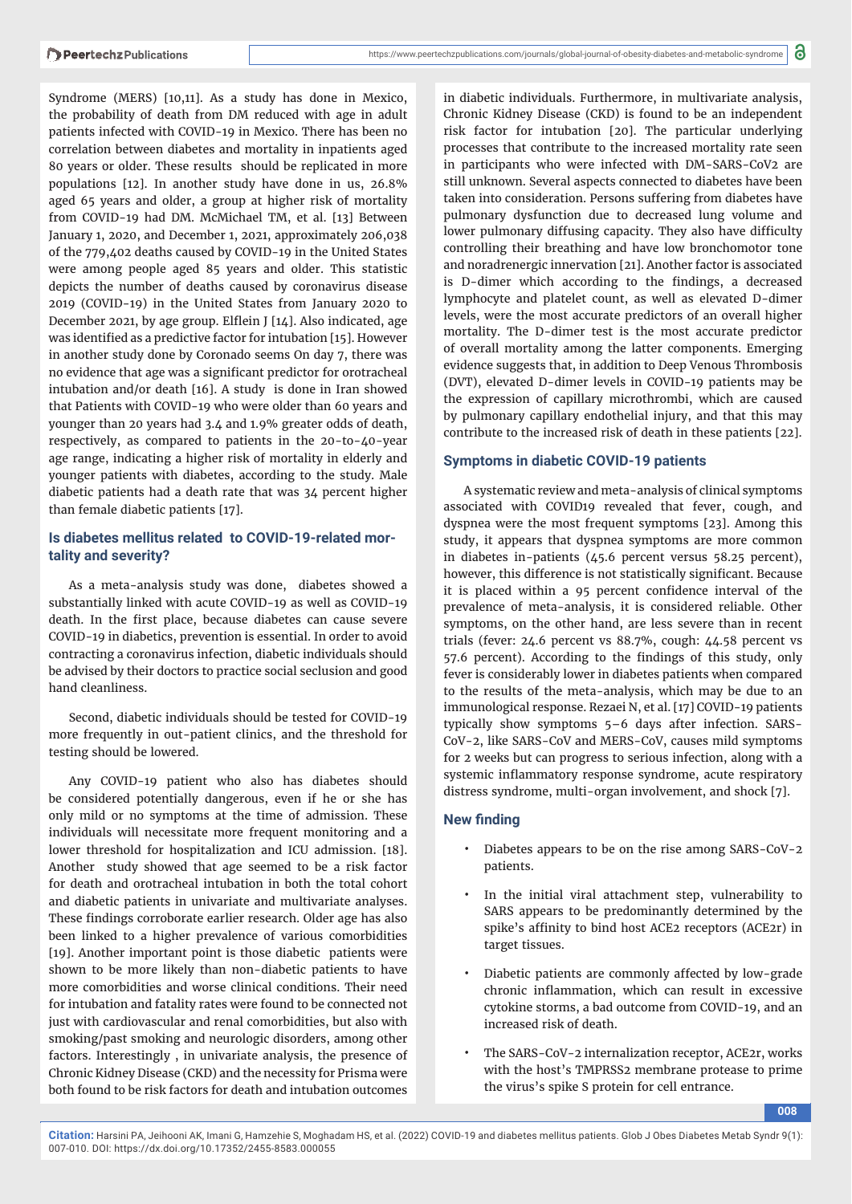Syndrome (MERS) [10,11]. As a study has done in Mexico, the probability of death from DM reduced with age in adult patients infected with COVID-19 in Mexico. There has been no correlation between diabetes and mortality in inpatients aged 80 years or older. These results should be replicated in more populations [12]. In another study have done in us, 26.8% aged 65 years and older, a group at higher risk of mortality from COVID-19 had DM. McMichael TM, et al. [13] Between January 1, 2020, and December 1, 2021, approximately 206,038 of the 779,402 deaths caused by COVID-19 in the United States were among people aged 85 years and older. This statistic depicts the number of deaths caused by coronavirus disease 2019 (COVID-19) in the United States from January 2020 to December 2021, by age group. Elflein J [14]. Also indicated, age was identified as a predictive factor for intubation [15]. However in another study done by Coronado seems On day 7, there was no evidence that age was a significant predictor for orotracheal intubation and/or death [16]. A study is done in Iran showed that Patients with COVID-19 who were older than 60 years and younger than 20 years had 3.4 and 1.9% greater odds of death, respectively, as compared to patients in the 20-to-40-year age range, indicating a higher risk of mortality in elderly and younger patients with diabetes, according to the study. Male diabetic patients had a death rate that was 34 percent higher than female diabetic patients [17].

## Is diabetes mellitus related to COVID-19-related mortality and severity?

As a meta-analysis study was done, diabetes showed a substantially linked with acute COVID-19 as well as COVID-19 death. In the first place, because diabetes can cause severe COVID-19 in diabetics, prevention is essential. In order to avoid contracting a coronavirus infection, diabetic individuals should be advised by their doctors to practice social seclusion and good hand cleanliness.

Second, diabetic individuals should be tested for COVID-19 more frequently in out-patient clinics, and the threshold for testing should be lowered.

Any COVID-19 patient who also has diabetes should be considered potentially dangerous, even if he or she has only mild or no symptoms at the time of admission. These individuals will necessitate more frequent monitoring and a lower threshold for hospitalization and ICU admission. [18]. Another study showed that age seemed to be a risk factor for death and orotracheal intubation in both the total cohort and diabetic patients in univariate and multivariate analyses. These findings corroborate earlier research. Older age has also been linked to a higher prevalence of various comorbidities [19]. Another important point is those diabetic patients were shown to be more likely than non-diabetic patients to have more comorbidities and worse clinical conditions. Their need for intubation and fatality rates were found to be connected not just with cardiovascular and renal comorbidities, but also with smoking/past smoking and neurologic disorders, among other factors. Interestingly , in univariate analysis, the presence of Chronic Kidney Disease (CKD) and the necessity for Prisma were both found to be risk factors for death and intubation outcomes in diabetic individuals. Furthermore, in multivariate analysis, Chronic Kidney Disease (CKD) is found to be an independent risk factor for intubation [20]. The particular underlying processes that contribute to the increased mortality rate seen in participants who were infected with DM-SARS-CoV2 are still unknown. Several aspects connected to diabetes have been taken into consideration. Persons suffering from diabetes have pulmonary dysfunction due to decreased lung volume and lower pulmonary diffusing capacity. They also have difficulty controlling their breathing and have low bronchomotor tone and noradrenergic innervation [21]. Another factor is associated is D-dimer which according to the findings, a decreased lymphocyte and platelet count, as well as elevated D-dimer levels, were the most accurate predictors of an overall higher mortality. The D-dimer test is the most accurate predictor of overall mortality among the latter components. Emerging evidence suggests that, in addition to Deep Venous Thrombosis (DVT), elevated D-dimer levels in COVID-19 patients may be the expression of capillary microthrombi, which are caused by pulmonary capillary endothelial injury, and that this may contribute to the increased risk of death in these patients [22].

## Symptoms in diabetic COVID-19 patients

A systematic review and meta-analysis of clinical symptoms associated with COVID19 revealed that fever, cough, and dyspnea were the most frequent symptoms [23]. Among this study, it appears that dyspnea symptoms are more common in diabetes in-patients (45.6 percent versus 58.25 percent), however, this difference is not statistically significant. Because it is placed within a 95 percent confidence interval of the prevalence of meta-analysis, it is considered reliable. Other symptoms, on the other hand, are less severe than in recent trials (fever: 24.6 percent vs 88.7%, cough: 44.58 percent vs 57.6 percent). According to the findings of this study, only fever is considerably lower in diabetes patients when compared to the results of the meta-analysis, which may be due to an immunological response. Rezaei N, et al. [17] COVID-19 patients typically show symptoms 5–6 days after infection. SARS-CoV-2, like SARS-CoV and MERS-CoV, causes mild symptoms for 2 weeks but can progress to serious infection, along with a systemic inflammatory response syndrome, acute respiratory distress syndrome, multi-organ involvement, and shock [7].

## New finding

- Diabetes appears to be on the rise among SARS-CoV-2 patients.
- In the initial viral attachment step, vulnerability to SARS appears to be predominantly determined by the spike's affinity to bind host ACE2 receptors (ACE2r) in target tissues.
- Diabetic patients are commonly affected by low-grade chronic inflammation, which can result in excessive cytokine storms, a bad outcome from COVID-19, and an increased risk of death.
- The SARS-CoV-2 internalization receptor, ACE2r, works with the host's TMPRSS2 membrane protease to prime the virus's spike S protein for cell entrance.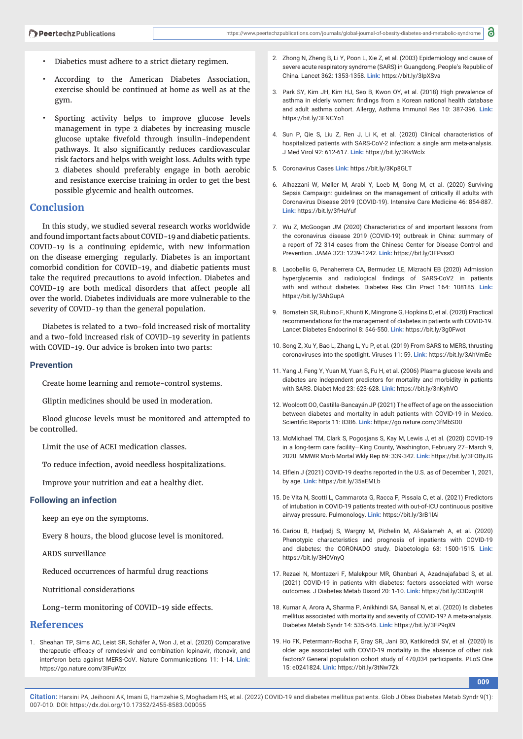- Diabetics must adhere to a strict dietary regimen.
- According to the American Diabetes Association, exercise should be continued at home as well as at the gym.
- Sporting activity helps to improve glucose levels management in type 2 diabetes by increasing muscle glucose uptake fivefold through insulin-independent pathways. It also significantly reduces cardiovascular risk factors and helps with weight loss. Adults with type 2 diabetes should preferably engage in both aerobic and resistance exercise training in order to get the best possible glycemic and health outcomes.

## Conclusion

In this study, we studied several research works worldwide and found important facts about COVID-19 and diabetic patients. COVID-19 is a continuing epidemic, with new information on the disease emerging regularly. Diabetes is an important comorbid condition for COVID-19, and diabetic patients must take the required precautions to avoid infection. Diabetes and COVID-19 are both medical disorders that affect people all over the world. Diabetes individuals are more vulnerable to the severity of COVID-19 than the general population.

Diabetes is related to a two-fold increased risk of mortality and a two-fold increased risk of COVID-19 severity in patients with COVID-19. Our advice is broken into two parts:

### Prevention

Create home learning and remote-control systems.

Gliptin medicines should be used in moderation.

Blood glucose levels must be monitored and attempted to be controlled.

Limit the use of ACEI medication classes.

To reduce infection, avoid needless hospitalizations.

Improve your nutrition and eat a healthy diet.

### Following an infection

keep an eye on the symptoms.

Every 8 hours, the blood glucose level is monitored.

ARDS surveillance

Reduced occurrences of harmful drug reactions

Nutritional considerations

Long-term monitoring of COVID-19 side effects.

## References

1. Sheahan TP, Sims AC, Leist SR, Schäfer A, Won J, et al. (2020) Comparative therapeutic efficacy of remdesivir and combination lopinavir, ritonavir, and interferon beta against MERS-CoV. Nature Communications 11: 1-14. **Link:** https://go.nature.com/3lFuWzx
2. Zhong N, Zheng B, Li Y, Poon L, Xie Z, et al. (2003) Epidemiology and cause of severe acute respiratory syndrome (SARS) in Guangdong, People's Republic of China. Lancet 362: 1353-1358. **Link:** https://bit.ly/3IpXSva
3. Park SY, Kim JH, Kim HJ, Seo B, Kwon OY, et al. (2018) High prevalence of asthma in elderly women: findings from a Korean national health database and adult asthma cohort. Allergy, Asthma Immunol Res 10: 387-396. **Link:** https://bit.ly/3FNCYo1
4. Sun P, Qie S, Liu Z, Ren J, Li K, et al. (2020) Clinical characteristics of hospitalized patients with SARS-CoV-2 infection: a single arm meta-analysis. J Med Virol 92: 612-617. **Link:** https://bit.ly/3KvWclx
5. Coronavirus Cases **Link:** https://bit.ly/3Kp8GLT
6. Alhazzani W, Møller M, Arabi Y, Loeb M, Gong M, et al. (2020) Surviving Sepsis Campaign: guidelines on the management of critically ill adults with Coronavirus Disease 2019 (COVID-19). Intensive Care Medicine 46: 854-887. **Link:** https://bit.ly/3fHuYuf
7. Wu Z, McGoogan JM (2020) Characteristics of and important lessons from the coronavirus disease 2019 (COVID-19) outbreak in China: summary of a report of 72 314 cases from the Chinese Center for Disease Control and Prevention. JAMA 323: 1239-1242. **Link:** https://bit.ly/3FPvssO
8. Lacobellis G, Penaherrera CA, Bermudez LE, Mizrachi EB (2020) Admission hyperglycemia and radiological findings of SARS-CoV2 in patients with and without diabetes. Diabetes Res Clin Pract 164: 108185. **Link:** https://bit.ly/3AhGupA
9. Bornstein SR, Rubino F, Khunti K, Mingrone G, Hopkins D, et al. (2020) Practical recommendations for the management of diabetes in patients with COVID-19. Lancet Diabetes Endocrinol 8: 546-550. **Link:** https://bit.ly/3g0Fwot
10. Song Z, Xu Y, Bao L, Zhang L, Yu P, et al. (2019) From SARS to MERS, thrusting coronaviruses into the spotlight. Viruses 11: 59. **Link:** https://bit.ly/3AhVmEe
11. Yang J, Feng Y, Yuan M, Yuan S, Fu H, et al. (2006) Plasma glucose levels and diabetes are independent predictors for mortality and morbidity in patients with SARS. Diabet Med 23: 623-628. **Link:** https://bit.ly/3nKyhVO
12. Woolcott OO, Castilla-Bancayán JP (2021) The effect of age on the association between diabetes and mortality in adult patients with COVID-19 in Mexico. Scientific Reports 11: 8386. **Link:** https://go.nature.com/3fMbSD0
13. McMichael TM, Clark S, Pogosjans S, Kay M, Lewis J, et al. (2020) COVID-19 in a long-term care facility—King County, Washington, February 27–March 9, 2020. MMWR Morb Mortal Wkly Rep 69: 339-342. **Link:** https://bit.ly/3FOByJG
14. Elflein J (2021) COVID-19 deaths reported in the U.S. as of December 1, 2021, by age. **Link:** https://bit.ly/35aEMLb
15. De Vita N, Scotti L, Cammarota G, Racca F, Pissaia C, et al. (2021) Predictors of intubation in COVID-19 patients treated with out-of-ICU continuous positive airway pressure. Pulmonology. **Link:** https://bit.ly/3rB1lAi
16. Cariou B, Hadjadj S, Wargny M, Pichelin M, Al-Salameh A, et al. (2020) Phenotypic characteristics and prognosis of inpatients with COVID-19 and diabetes: the CORONADO study. Diabetologia 63: 1500-1515. **Link:** https://bit.ly/3H0VnyQ
17. Rezaei N, Montazeri F, Malekpour MR, Ghanbari A, Azadnajafabad S, et al. (2021) COVID-19 in patients with diabetes: factors associated with worse outcomes. J Diabetes Metab Disord 20: 1-10. **Link:** https://bit.ly/33DzqHR
18. Kumar A, Arora A, Sharma P, Anikhindi SA, Bansal N, et al. (2020) Is diabetes mellitus associated with mortality and severity of COVID-19? A meta-analysis. Diabetes Metab Syndr 14: 535-545. **Link:** https://bit.ly/3FP9qX9
19. Ho FK, Petermann-Rocha F, Gray SR, Jani BD, Katikireddi SV, et al. (2020) Is older age associated with COVID-19 mortality in the absence of other risk factors? General population cohort study of 470,034 participants. PLoS One 15: e0241824. **Link:** https://bit.ly/3tNw7Zk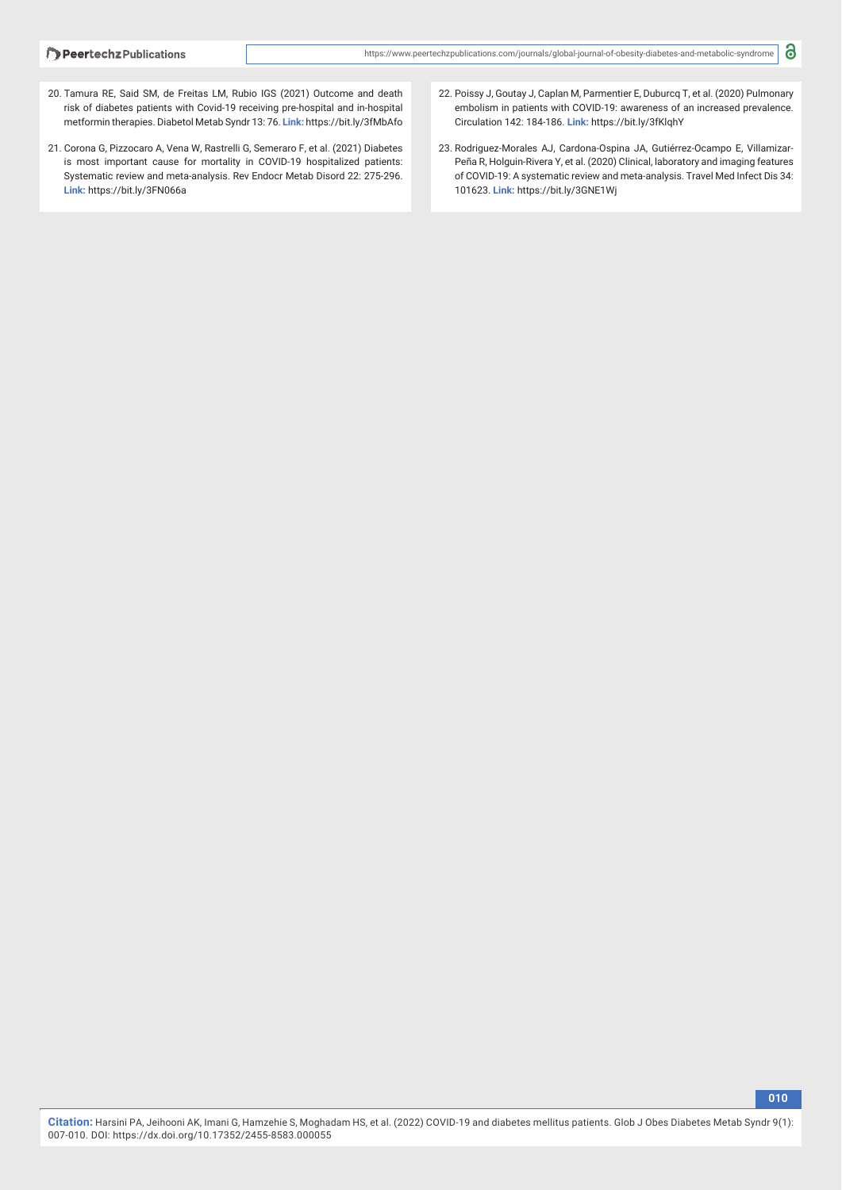20. Tamura RE, Said SM, de Freitas LM, Rubio IGS (2021) Outcome and death risk of diabetes patients with Covid-19 receiving pre-hospital and in-hospital metformin therapies. Diabetol Metab Syndr 13: 76. **Link:** https://bit.ly/3fMbAfo

21. Corona G, Pizzocaro A, Vena W, Rastrelli G, Semeraro F, et al. (2021) Diabetes is most important cause for mortality in COVID-19 hospitalized patients: Systematic review and meta-analysis. Rev Endocr Metab Disord 22: 275-296. **Link:** https://bit.ly/3FN066a

22. Poissy J, Goutay J, Caplan M, Parmentier E, Duburcq T, et al. (2020) Pulmonary embolism in patients with COVID-19: awareness of an increased prevalence. Circulation 142: 184-186. **Link:** https://bit.ly/3fKlqhY

23. Rodriguez-Morales AJ, Cardona-Ospina JA, Gutiérrez-Ocampo E, Villamizar-Peña R, Holguin-Rivera Y, et al. (2020) Clinical, laboratory and imaging features of COVID-19: A systematic review and meta-analysis. Travel Med Infect Dis 34: 101623. **Link:** https://bit.ly/3GNE1Wj

**Citation:** Harsini PA, Jeihooni AK, Imani G, Hamzehie S, Moghadam HS, et al. (2022) COVID-19 and diabetes mellitus patients. Glob J Obes Diabetes Metab Syndr 9(1): 007-010. DOI: https://dx.doi.org/10.17352/2455-8583.000055